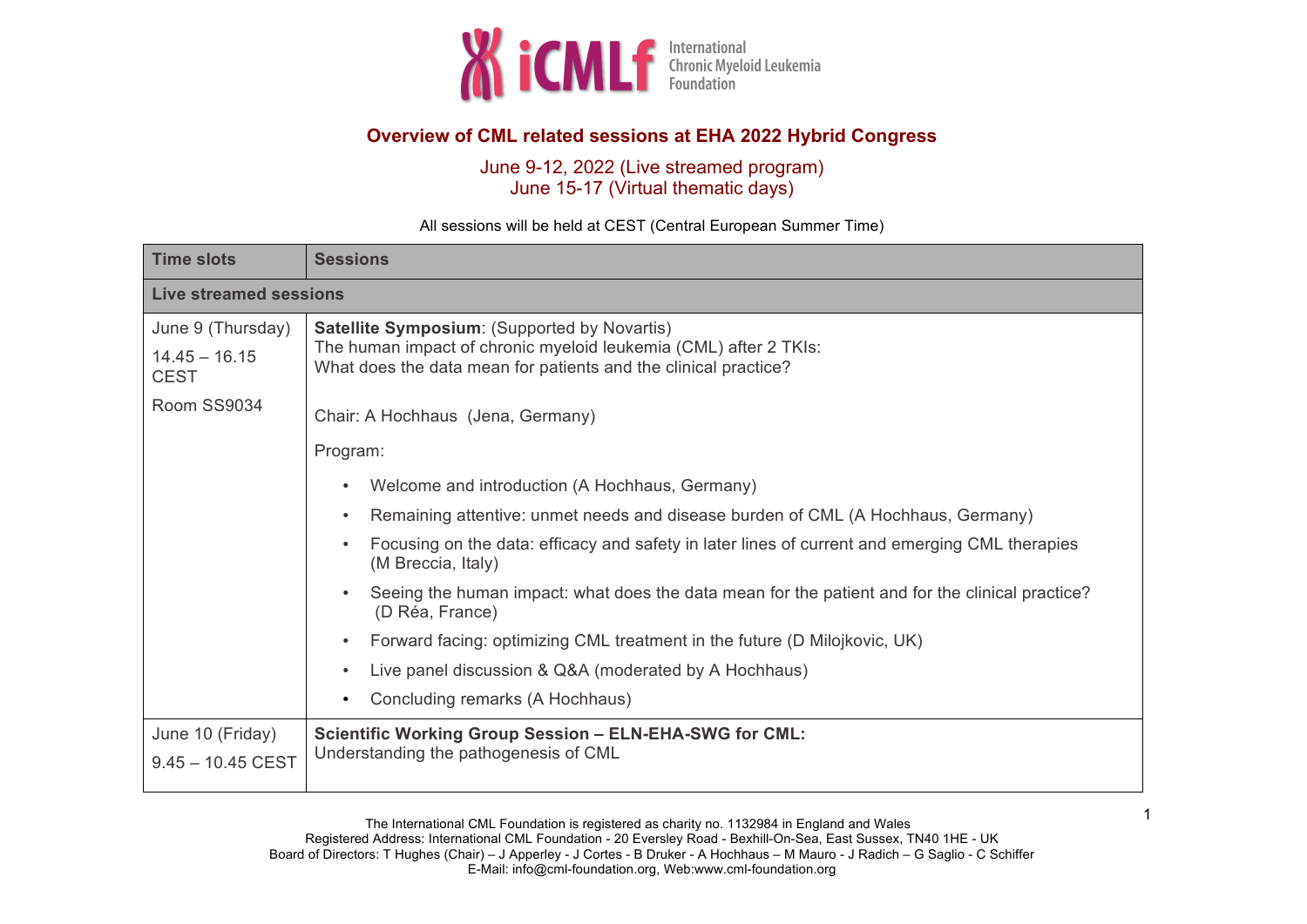iCMLf International Chronic Myeloid Leukemia Foundation

## Overview of CML related sessions at EHA 2022 Hybrid Congress

June 9-12, 2022 (Live streamed program)
June 15-17 (Virtual thematic days)

All sessions will be held at CEST (Central European Summer Time)

| Time slots | Sessions |
|---|---|
| **Live streamed sessions** | |
| June 9 (Thursday)<br>14.45 – 16.15 CEST<br>Room SS9034 | **Satellite Symposium**: (Supported by Novartis)<br>The human impact of chronic myeloid leukemia (CML) after 2 TKIs:<br>What does the data mean for patients and the clinical practice?<br><br>Chair: A Hochhaus (Jena, Germany)<br><br>Program:<br>• Welcome and introduction (A Hochhaus, Germany)<br>• Remaining attentive: unmet needs and disease burden of CML (A Hochhaus, Germany)<br>• Focusing on the data: efficacy and safety in later lines of current and emerging CML therapies (M Breccia, Italy)<br>• Seeing the human impact: what does the data mean for the patient and for the clinical practice? (D Réa, France)<br>• Forward facing: optimizing CML treatment in the future (D Milojkovic, UK)<br>• Live panel discussion & Q&A (moderated by A Hochhaus)<br>• Concluding remarks (A Hochhaus) |
| June 10 (Friday)<br>9.45 – 10.45 CEST | **Scientific Working Group Session – ELN-EHA-SWG for CML:**<br>Understanding the pathogenesis of CML |

The International CML Foundation is registered as charity no. 1132984 in England and Wales
Registered Address: International CML Foundation - 20 Eversley Road - Bexhill-On-Sea, East Sussex, TN40 1HE - UK
Board of Directors: T Hughes (Chair) – J Apperley - J Cortes - B Druker - A Hochhaus – M Mauro – J Radich – G Saglio - C Schiffer
E-Mail: info@cml-foundation.org, Web:www.cml-foundation.org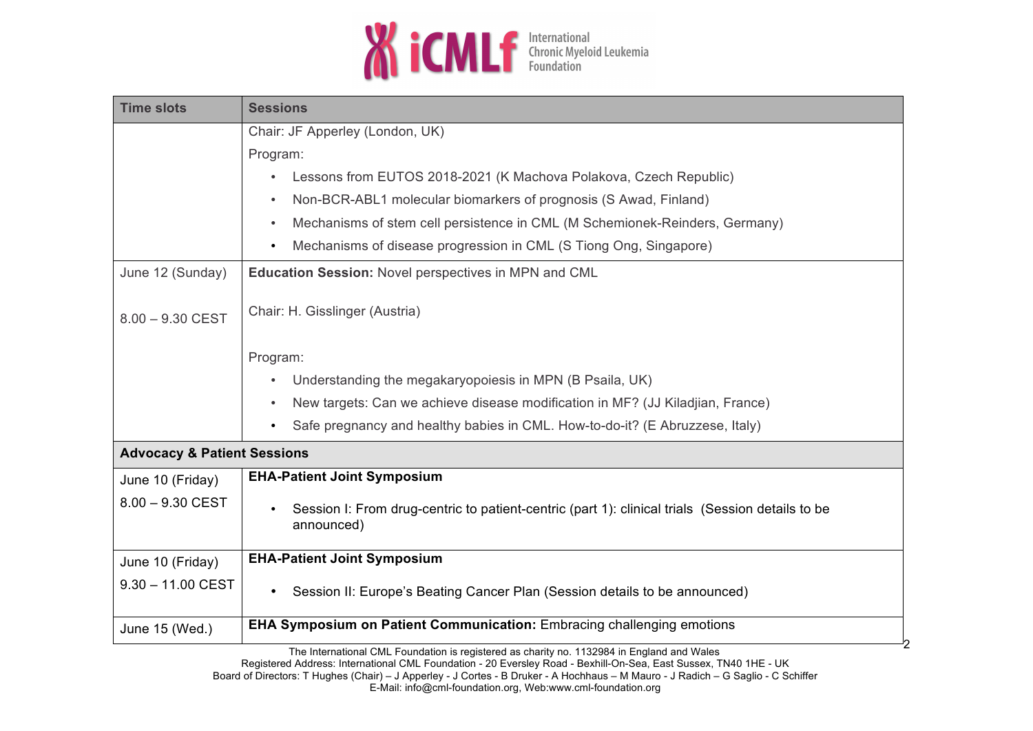| Time slots | Sessions |
| --- | --- |
| | Chair: JF Apperley (London, UK)<br>Program:<br>• Lessons from EUTOS 2018-2021 (K Machova Polakova, Czech Republic)<br>• Non-BCR-ABL1 molecular biomarkers of prognosis (S Awad, Finland)<br>• Mechanisms of stem cell persistence in CML (M Schemionek-Reinders, Germany)<br>• Mechanisms of disease progression in CML (S Tiong Ong, Singapore) |
| June 12 (Sunday)<br>8.00 – 9.30 CEST | **Education Session:** Novel perspectives in MPN and CML<br>Chair: H. Gisslinger (Austria)<br>Program:<br>• Understanding the megakaryopoiesis in MPN (B Psaila, UK)<br>• New targets: Can we achieve disease modification in MF? (JJ Kiladjian, France)<br>• Safe pregnancy and healthy babies in CML. How-to-do-it? (E Abruzzese, Italy) |
| **Advocacy & Patient Sessions** | |
| June 10 (Friday)<br>8.00 – 9.30 CEST | **EHA-Patient Joint Symposium**<br>• Session I: From drug-centric to patient-centric (part 1): clinical trials (Session details to be announced) |
| June 10 (Friday)<br>9.30 – 11.00 CEST | **EHA-Patient Joint Symposium**<br>• Session II: Europe's Beating Cancer Plan (Session details to be announced) |
| June 15 (Wed.) | **EHA Symposium on Patient Communication:** Embracing challenging emotions |

The International CML Foundation is registered as charity no. 1132984 in England and Wales
Registered Address: International CML Foundation - 20 Eversley Road - Bexhill-On-Sea, East Sussex, TN40 1HE - UK
Board of Directors: T Hughes (Chair) – J Apperley - J Cortes - B Druker - A Hochhaus – M Mauro - J Radich – G Saglio - C Schiffer
E-Mail: info@cml-foundation.org, Web:www.cml-foundation.org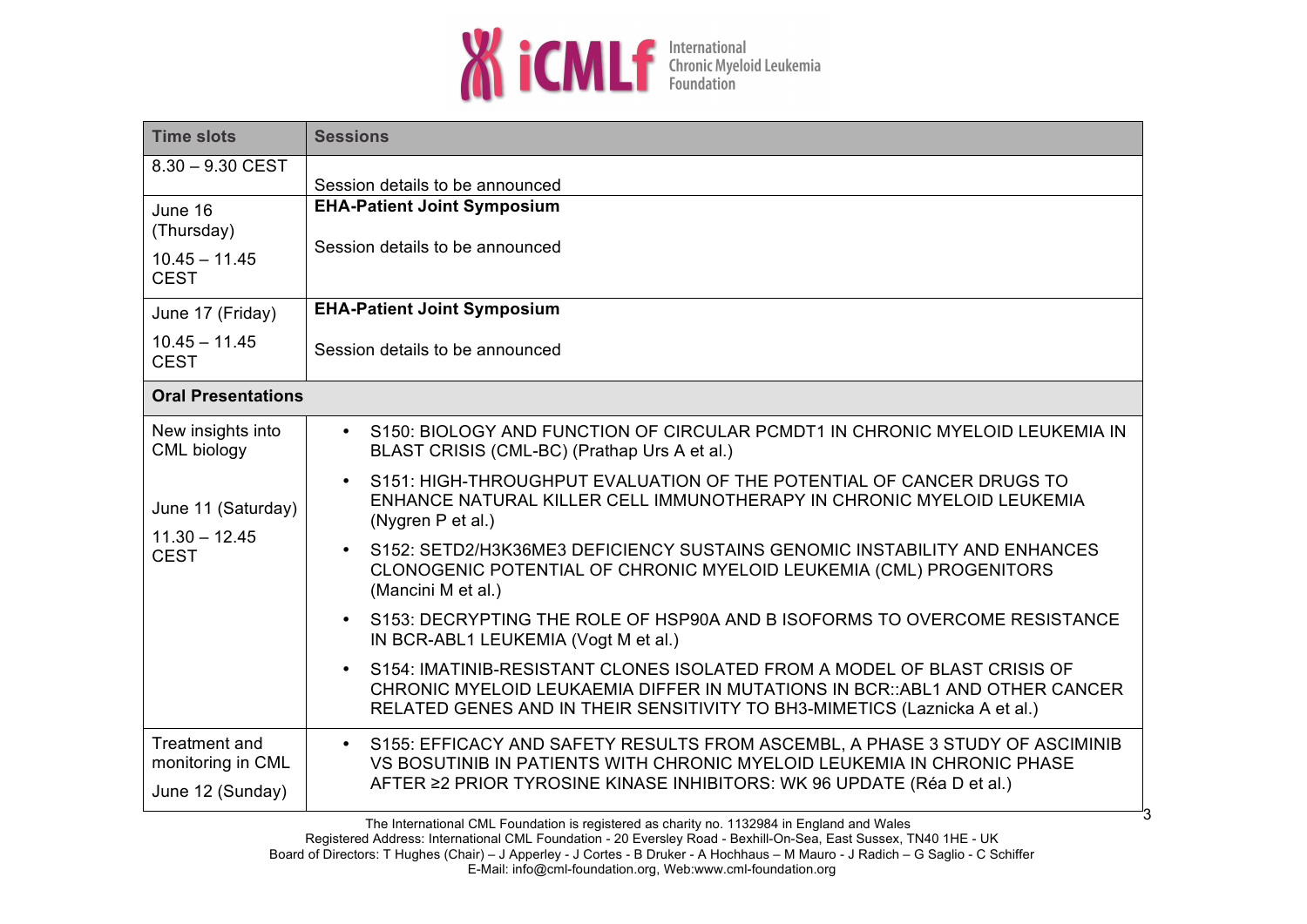| Time slots | Sessions |
|---|---|
| 8.30 – 9.30 CEST | Session details to be announced |
| June 16 (Thursday) 10.45 – 11.45 CEST | **EHA-Patient Joint Symposium** Session details to be announced |
| June 17 (Friday) 10.45 – 11.45 CEST | **EHA-Patient Joint Symposium** Session details to be announced |
| **Oral Presentations** | |
| New insights into CML biology June 11 (Saturday) 11.30 – 12.45 CEST | • S150: BIOLOGY AND FUNCTION OF CIRCULAR PCMDT1 IN CHRONIC MYELOID LEUKEMIA IN BLAST CRISIS (CML-BC) (Prathap Urs A et al.) • S151: HIGH-THROUGHPUT EVALUATION OF THE POTENTIAL OF CANCER DRUGS TO ENHANCE NATURAL KILLER CELL IMMUNOTHERAPY IN CHRONIC MYELOID LEUKEMIA (Nygren P et al.) • S152: SETD2/H3K36ME3 DEFICIENCY SUSTAINS GENOMIC INSTABILITY AND ENHANCES CLONOGENIC POTENTIAL OF CHRONIC MYELOID LEUKEMIA (CML) PROGENITORS (Mancini M et al.) • S153: DECRYPTING THE ROLE OF HSP90A AND B ISOFORMS TO OVERCOME RESISTANCE IN BCR-ABL1 LEUKEMIA (Vogt M et al.) • S154: IMATINIB-RESISTANT CLONES ISOLATED FROM A MODEL OF BLAST CRISIS OF CHRONIC MYELOID LEUKAEMIA DIFFER IN MUTATIONS IN BCR::ABL1 AND OTHER CANCER RELATED GENES AND IN THEIR SENSITIVITY TO BH3-MIMETICS (Laznicka A et al.) |
| Treatment and monitoring in CML June 12 (Sunday) | • S155: EFFICACY AND SAFETY RESULTS FROM ASCEMBL, A PHASE 3 STUDY OF ASCIMINIB VS BOSUTINIB IN PATIENTS WITH CHRONIC MYELOID LEUKEMIA IN CHRONIC PHASE AFTER ≥2 PRIOR TYROSINE KINASE INHIBITORS: WK 96 UPDATE (Réa D et al.) |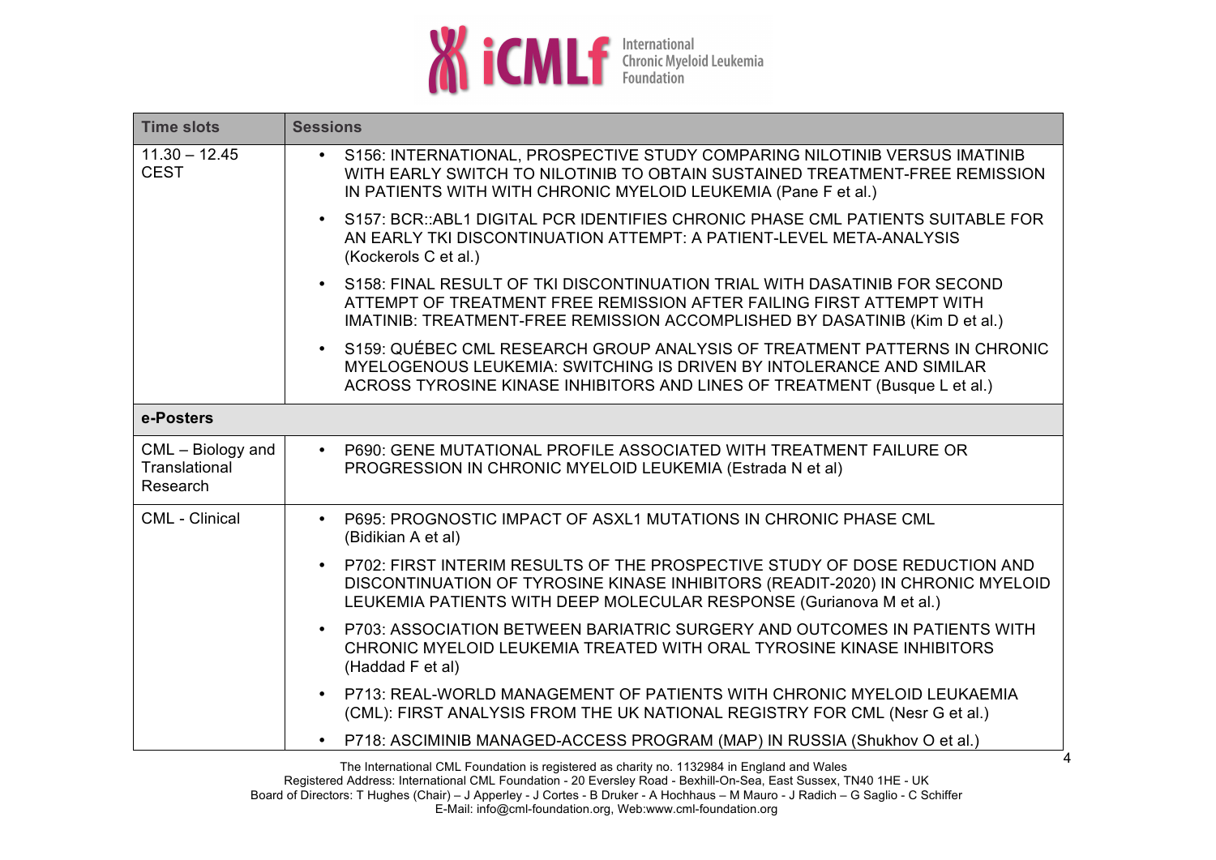| Time slots | Sessions |
| --- | --- |
| 11.30 – 12.45 CEST | • S156: INTERNATIONAL, PROSPECTIVE STUDY COMPARING NILOTINIB VERSUS IMATINIB WITH EARLY SWITCH TO NILOTINIB TO OBTAIN SUSTAINED TREATMENT-FREE REMISSION IN PATIENTS WITH WITH CHRONIC MYELOID LEUKEMIA (Pane F et al.)<br>• S157: BCR::ABL1 DIGITAL PCR IDENTIFIES CHRONIC PHASE CML PATIENTS SUITABLE FOR AN EARLY TKI DISCONTINUATION ATTEMPT: A PATIENT-LEVEL META-ANALYSIS (Kockerols C et al.)<br>• S158: FINAL RESULT OF TKI DISCONTINUATION TRIAL WITH DASATINIB FOR SECOND ATTEMPT OF TREATMENT FREE REMISSION AFTER FAILING FIRST ATTEMPT WITH IMATINIB: TREATMENT-FREE REMISSION ACCOMPLISHED BY DASATINIB (Kim D et al.)<br>• S159: QUÉBEC CML RESEARCH GROUP ANALYSIS OF TREATMENT PATTERNS IN CHRONIC MYELOGENOUS LEUKEMIA: SWITCHING IS DRIVEN BY INTOLERANCE AND SIMILAR ACROSS TYROSINE KINASE INHIBITORS AND LINES OF TREATMENT (Busque L et al.) |
| **e-Posters** | |
| CML – Biology and Translational Research | • P690: GENE MUTATIONAL PROFILE ASSOCIATED WITH TREATMENT FAILURE OR PROGRESSION IN CHRONIC MYELOID LEUKEMIA (Estrada N et al) |
| CML - Clinical | • P695: PROGNOSTIC IMPACT OF ASXL1 MUTATIONS IN CHRONIC PHASE CML (Bidikian A et al)<br>• P702: FIRST INTERIM RESULTS OF THE PROSPECTIVE STUDY OF DOSE REDUCTION AND DISCONTINUATION OF TYROSINE KINASE INHIBITORS (READIT-2020) IN CHRONIC MYELOID LEUKEMIA PATIENTS WITH DEEP MOLECULAR RESPONSE (Gurianova M et al.)<br>• P703: ASSOCIATION BETWEEN BARIATRIC SURGERY AND OUTCOMES IN PATIENTS WITH CHRONIC MYELOID LEUKEMIA TREATED WITH ORAL TYROSINE KINASE INHIBITORS (Haddad F et al)<br>• P713: REAL-WORLD MANAGEMENT OF PATIENTS WITH CHRONIC MYELOID LEUKAEMIA (CML): FIRST ANALYSIS FROM THE UK NATIONAL REGISTRY FOR CML (Nesr G et al.)<br>• P718: ASCIMINIB MANAGED-ACCESS PROGRAM (MAP) IN RUSSIA (Shukhov O et al.) |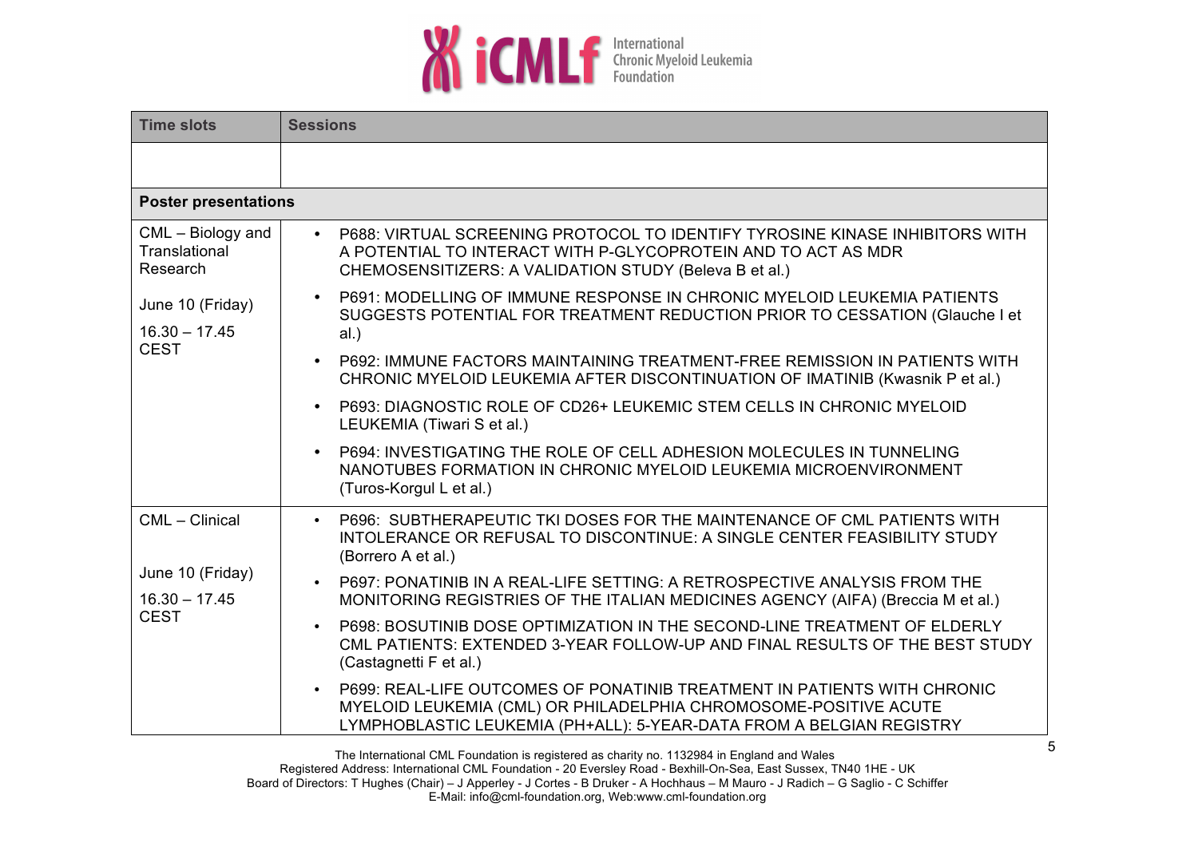| Time slots | Sessions |
|---|---|
| | |
| **Poster presentations** | |
| CML – Biology and Translational Research<br><br>June 10 (Friday)<br>16.30 – 17.45 CEST | • P688: VIRTUAL SCREENING PROTOCOL TO IDENTIFY TYROSINE KINASE INHIBITORS WITH A POTENTIAL TO INTERACT WITH P-GLYCOPROTEIN AND TO ACT AS MDR CHEMOSENSITIZERS: A VALIDATION STUDY (Beleva B et al.)<br>• P691: MODELLING OF IMMUNE RESPONSE IN CHRONIC MYELOID LEUKEMIA PATIENTS SUGGESTS POTENTIAL FOR TREATMENT REDUCTION PRIOR TO CESSATION (Glauche I et al.)<br>• P692: IMMUNE FACTORS MAINTAINING TREATMENT-FREE REMISSION IN PATIENTS WITH CHRONIC MYELOID LEUKEMIA AFTER DISCONTINUATION OF IMATINIB (Kwasnik P et al.)<br>• P693: DIAGNOSTIC ROLE OF CD26+ LEUKEMIC STEM CELLS IN CHRONIC MYELOID LEUKEMIA (Tiwari S et al.)<br>• P694: INVESTIGATING THE ROLE OF CELL ADHESION MOLECULES IN TUNNELING NANOTUBES FORMATION IN CHRONIC MYELOID LEUKEMIA MICROENVIRONMENT (Turos-Korgul L et al.) |
| CML – Clinical<br><br>June 10 (Friday)<br>16.30 – 17.45 CEST | • P696: SUBTHERAPEUTIC TKI DOSES FOR THE MAINTENANCE OF CML PATIENTS WITH INTOLERANCE OR REFUSAL TO DISCONTINUE: A SINGLE CENTER FEASIBILITY STUDY (Borrero A et al.)<br>• P697: PONATINIB IN A REAL-LIFE SETTING: A RETROSPECTIVE ANALYSIS FROM THE MONITORING REGISTRIES OF THE ITALIAN MEDICINES AGENCY (AIFA) (Breccia M et al.)<br>• P698: BOSUTINIB DOSE OPTIMIZATION IN THE SECOND-LINE TREATMENT OF ELDERLY CML PATIENTS: EXTENDED 3-YEAR FOLLOW-UP AND FINAL RESULTS OF THE BEST STUDY (Castagnetti F et al.)<br>• P699: REAL-LIFE OUTCOMES OF PONATINIB TREATMENT IN PATIENTS WITH CHRONIC MYELOID LEUKEMIA (CML) OR PHILADELPHIA CHROMOSOME-POSITIVE ACUTE LYMPHOBLASTIC LEUKEMIA (PH+ALL): 5-YEAR-DATA FROM A BELGIAN REGISTRY |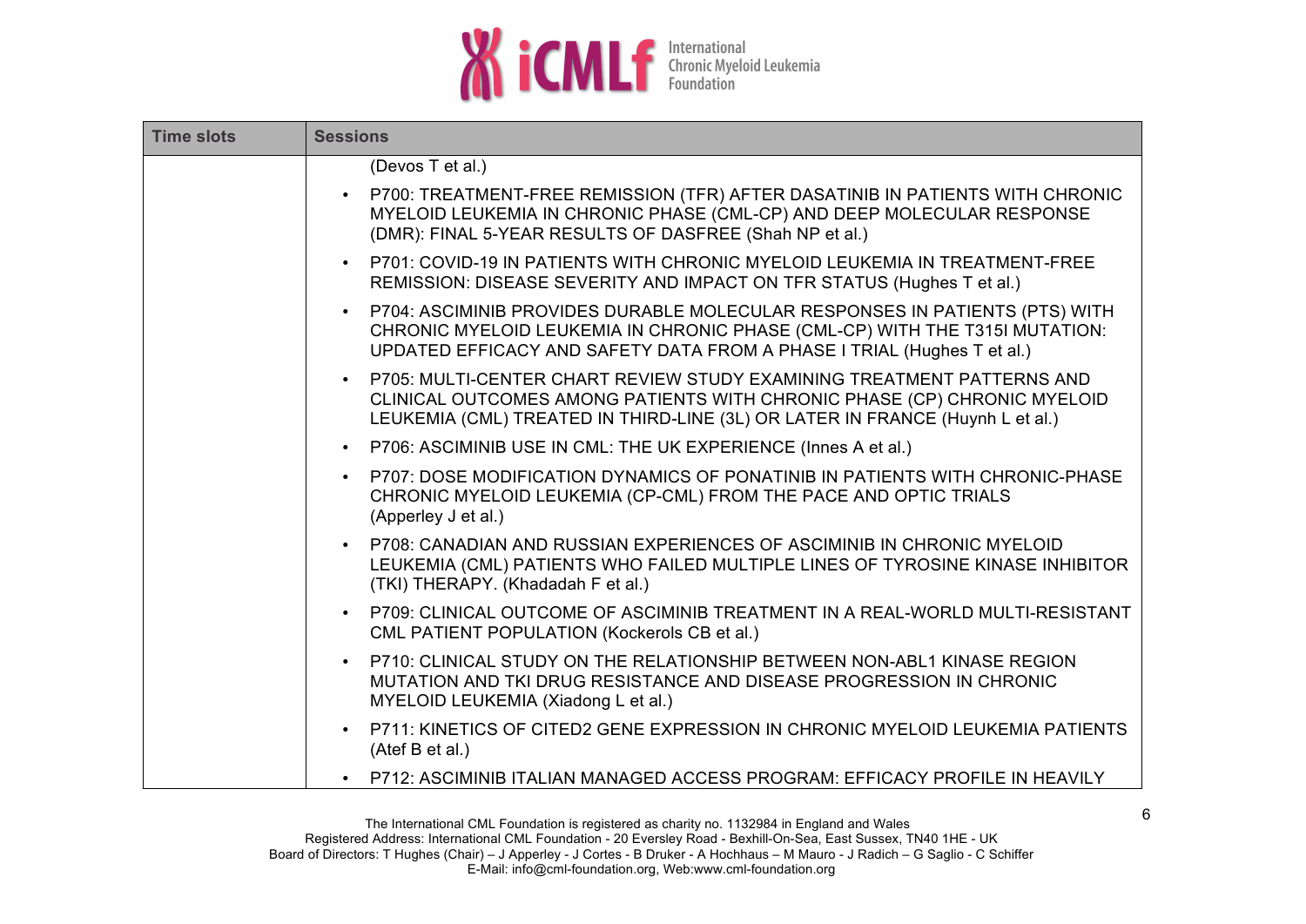| Time slots | Sessions |
|---|---|
| | (Devos T et al.)<br>• P700: TREATMENT-FREE REMISSION (TFR) AFTER DASATINIB IN PATIENTS WITH CHRONIC MYELOID LEUKEMIA IN CHRONIC PHASE (CML-CP) AND DEEP MOLECULAR RESPONSE (DMR): FINAL 5-YEAR RESULTS OF DASFREE (Shah NP et al.)<br>• P701: COVID-19 IN PATIENTS WITH CHRONIC MYELOID LEUKEMIA IN TREATMENT-FREE REMISSION: DISEASE SEVERITY AND IMPACT ON TFR STATUS (Hughes T et al.)<br>• P704: ASCIMINIB PROVIDES DURABLE MOLECULAR RESPONSES IN PATIENTS (PTS) WITH CHRONIC MYELOID LEUKEMIA IN CHRONIC PHASE (CML-CP) WITH THE T315I MUTATION: UPDATED EFFICACY AND SAFETY DATA FROM A PHASE I TRIAL (Hughes T et al.)<br>• P705: MULTI-CENTER CHART REVIEW STUDY EXAMINING TREATMENT PATTERNS AND CLINICAL OUTCOMES AMONG PATIENTS WITH CHRONIC PHASE (CP) CHRONIC MYELOID LEUKEMIA (CML) TREATED IN THIRD-LINE (3L) OR LATER IN FRANCE (Huynh L et al.)<br>• P706: ASCIMINIB USE IN CML: THE UK EXPERIENCE (Innes A et al.)<br>• P707: DOSE MODIFICATION DYNAMICS OF PONATINIB IN PATIENTS WITH CHRONIC-PHASE CHRONIC MYELOID LEUKEMIA (CP-CML) FROM THE PACE AND OPTIC TRIALS (Apperley J et al.)<br>• P708: CANADIAN AND RUSSIAN EXPERIENCES OF ASCIMINIB IN CHRONIC MYELOID LEUKEMIA (CML) PATIENTS WHO FAILED MULTIPLE LINES OF TYROSINE KINASE INHIBITOR (TKI) THERAPY. (Khadadah F et al.)<br>• P709: CLINICAL OUTCOME OF ASCIMINIB TREATMENT IN A REAL-WORLD MULTI-RESISTANT CML PATIENT POPULATION (Kockerols CB et al.)<br>• P710: CLINICAL STUDY ON THE RELATIONSHIP BETWEEN NON-ABL1 KINASE REGION MUTATION AND TKI DRUG RESISTANCE AND DISEASE PROGRESSION IN CHRONIC MYELOID LEUKEMIA (Xiadong L et al.)<br>• P711: KINETICS OF CITED2 GENE EXPRESSION IN CHRONIC MYELOID LEUKEMIA PATIENTS (Atef B et al.)<br>• P712: ASCIMINIB ITALIAN MANAGED ACCESS PROGRAM: EFFICACY PROFILE IN HEAVILY |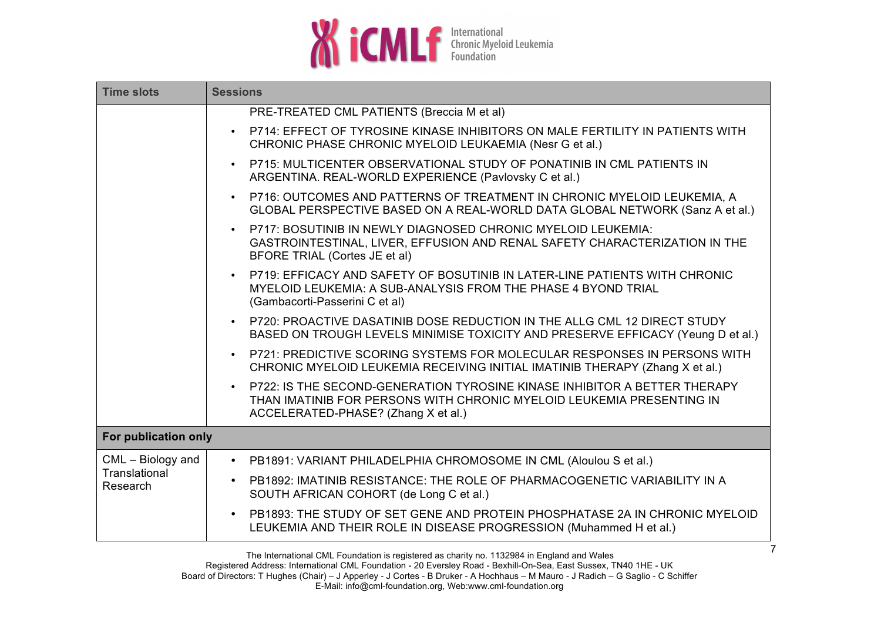| Time slots | Sessions |
|---|---|
| | PRE-TREATED CML PATIENTS (Breccia M et al) <br> • P714: EFFECT OF TYROSINE KINASE INHIBITORS ON MALE FERTILITY IN PATIENTS WITH CHRONIC PHASE CHRONIC MYELOID LEUKAEMIA (Nesr G et al.) <br> • P715: MULTICENTER OBSERVATIONAL STUDY OF PONATINIB IN CML PATIENTS IN ARGENTINA. REAL-WORLD EXPERIENCE (Pavlovsky C et al.) <br> • P716: OUTCOMES AND PATTERNS OF TREATMENT IN CHRONIC MYELOID LEUKEMIA, A GLOBAL PERSPECTIVE BASED ON A REAL-WORLD DATA GLOBAL NETWORK (Sanz A et al.) <br> • P717: BOSUTINIB IN NEWLY DIAGNOSED CHRONIC MYELOID LEUKEMIA: GASTROINTESTINAL, LIVER, EFFUSION AND RENAL SAFETY CHARACTERIZATION IN THE BFORE TRIAL (Cortes JE et al) <br> • P719: EFFICACY AND SAFETY OF BOSUTINIB IN LATER-LINE PATIENTS WITH CHRONIC MYELOID LEUKEMIA: A SUB-ANALYSIS FROM THE PHASE 4 BYOND TRIAL (Gambacorti-Passerini C et al) <br> • P720: PROACTIVE DASATINIB DOSE REDUCTION IN THE ALLG CML 12 DIRECT STUDY BASED ON TROUGH LEVELS MINIMISE TOXICITY AND PRESERVE EFFICACY (Yeung D et al.) <br> • P721: PREDICTIVE SCORING SYSTEMS FOR MOLECULAR RESPONSES IN PERSONS WITH CHRONIC MYELOID LEUKEMIA RECEIVING INITIAL IMATINIB THERAPY (Zhang X et al.) <br> • P722: IS THE SECOND-GENERATION TYROSINE KINASE INHIBITOR A BETTER THERAPY THAN IMATINIB FOR PERSONS WITH CHRONIC MYELOID LEUKEMIA PRESENTING IN ACCELERATED-PHASE? (Zhang X et al.) |
| **For publication only** | |
| CML – Biology and Translational Research | • PB1891: VARIANT PHILADELPHIA CHROMOSOME IN CML (Aloulou S et al.) <br> • PB1892: IMATINIB RESISTANCE: THE ROLE OF PHARMACOGENETIC VARIABILITY IN A SOUTH AFRICAN COHORT (de Long C et al.) <br> • PB1893: THE STUDY OF SET GENE AND PROTEIN PHOSPHATASE 2A IN CHRONIC MYELOID LEUKEMIA AND THEIR ROLE IN DISEASE PROGRESSION (Muhammed H et al.) |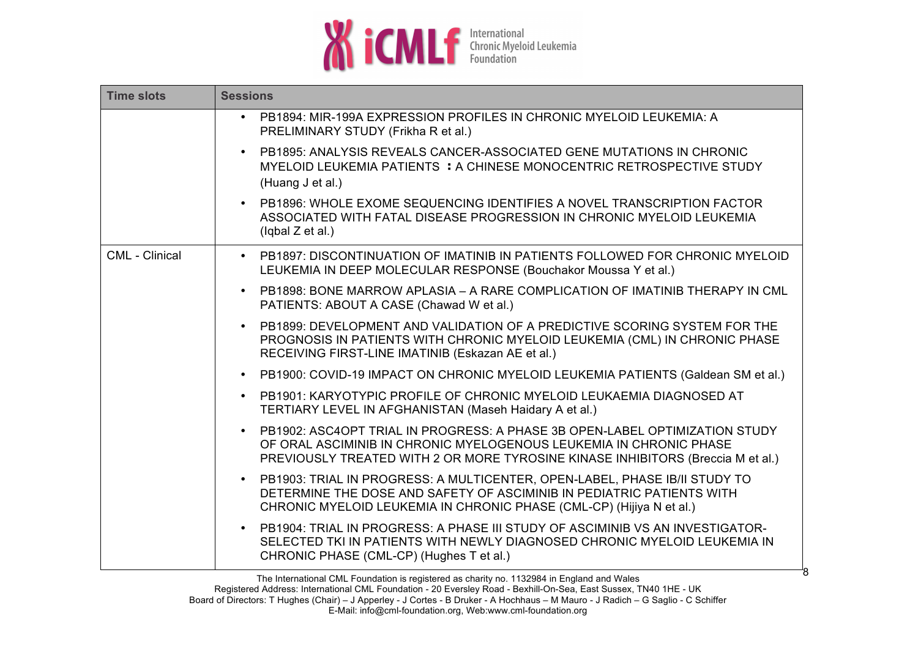| Time slots | Sessions |
| --- | --- |
| | • PB1894: MIR-199A EXPRESSION PROFILES IN CHRONIC MYELOID LEUKEMIA: A PRELIMINARY STUDY (Frikha R et al.)<br>• PB1895: ANALYSIS REVEALS CANCER-ASSOCIATED GENE MUTATIONS IN CHRONIC MYELOID LEUKEMIA PATIENTS ：A CHINESE MONOCENTRIC RETROSPECTIVE STUDY (Huang J et al.)<br>• PB1896: WHOLE EXOME SEQUENCING IDENTIFIES A NOVEL TRANSCRIPTION FACTOR ASSOCIATED WITH FATAL DISEASE PROGRESSION IN CHRONIC MYELOID LEUKEMIA (Iqbal Z et al.) |
| CML - Clinical | • PB1897: DISCONTINUATION OF IMATINIB IN PATIENTS FOLLOWED FOR CHRONIC MYELOID LEUKEMIA IN DEEP MOLECULAR RESPONSE (Bouchakor Moussa Y et al.)<br>• PB1898: BONE MARROW APLASIA – A RARE COMPLICATION OF IMATINIB THERAPY IN CML PATIENTS: ABOUT A CASE (Chawad W et al.)<br>• PB1899: DEVELOPMENT AND VALIDATION OF A PREDICTIVE SCORING SYSTEM FOR THE PROGNOSIS IN PATIENTS WITH CHRONIC MYELOID LEUKEMIA (CML) IN CHRONIC PHASE RECEIVING FIRST-LINE IMATINIB (Eskazan AE et al.)<br>• PB1900: COVID-19 IMPACT ON CHRONIC MYELOID LEUKEMIA PATIENTS (Galdean SM et al.)<br>• PB1901: KARYOTYPIC PROFILE OF CHRONIC MYELOID LEUKAEMIA DIAGNOSED AT TERTIARY LEVEL IN AFGHANISTAN (Maseh Haidary A et al.)<br>• PB1902: ASC4OPT TRIAL IN PROGRESS: A PHASE 3B OPEN-LABEL OPTIMIZATION STUDY OF ORAL ASCIMINIB IN CHRONIC MYELOGENOUS LEUKEMIA IN CHRONIC PHASE PREVIOUSLY TREATED WITH 2 OR MORE TYROSINE KINASE INHIBITORS (Breccia M et al.)<br>• PB1903: TRIAL IN PROGRESS: A MULTICENTER, OPEN-LABEL, PHASE IB/II STUDY TO DETERMINE THE DOSE AND SAFETY OF ASCIMINIB IN PEDIATRIC PATIENTS WITH CHRONIC MYELOID LEUKEMIA IN CHRONIC PHASE (CML-CP) (Hijiya N et al.)<br>• PB1904: TRIAL IN PROGRESS: A PHASE III STUDY OF ASCIMINIB VS AN INVESTIGATOR-SELECTED TKI IN PATIENTS WITH NEWLY DIAGNOSED CHRONIC MYELOID LEUKEMIA IN CHRONIC PHASE (CML-CP) (Hughes T et al.) |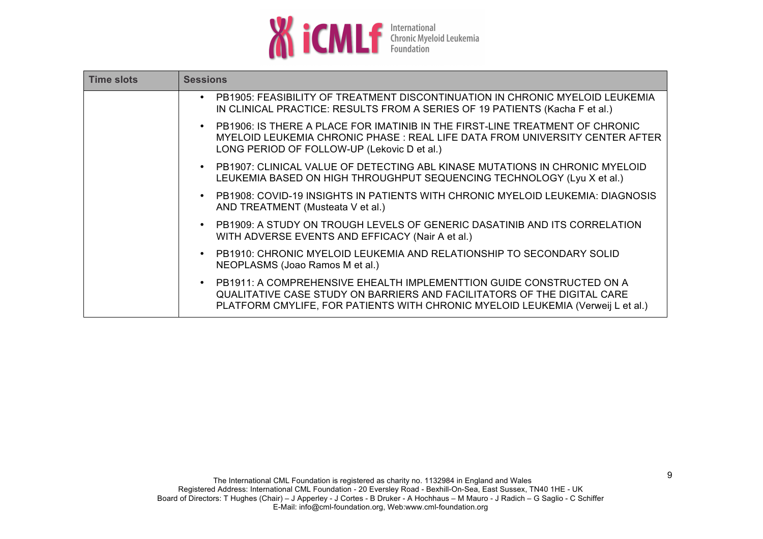| Time slots | Sessions |
|---|---|
| | • PB1905: FEASIBILITY OF TREATMENT DISCONTINUATION IN CHRONIC MYELOID LEUKEMIA IN CLINICAL PRACTICE: RESULTS FROM A SERIES OF 19 PATIENTS (Kacha F et al.)<br>• PB1906: IS THERE A PLACE FOR IMATINIB IN THE FIRST-LINE TREATMENT OF CHRONIC MYELOID LEUKEMIA CHRONIC PHASE : REAL LIFE DATA FROM UNIVERSITY CENTER AFTER LONG PERIOD OF FOLLOW-UP (Lekovic D et al.)<br>• PB1907: CLINICAL VALUE OF DETECTING ABL KINASE MUTATIONS IN CHRONIC MYELOID LEUKEMIA BASED ON HIGH THROUGHPUT SEQUENCING TECHNOLOGY (Lyu X et al.)<br>• PB1908: COVID-19 INSIGHTS IN PATIENTS WITH CHRONIC MYELOID LEUKEMIA: DIAGNOSIS AND TREATMENT (Musteata V et al.)<br>• PB1909: A STUDY ON TROUGH LEVELS OF GENERIC DASATINIB AND ITS CORRELATION WITH ADVERSE EVENTS AND EFFICACY (Nair A et al.)<br>• PB1910: CHRONIC MYELOID LEUKEMIA AND RELATIONSHIP TO SECONDARY SOLID NEOPLASMS (Joao Ramos M et al.)<br>• PB1911: A COMPREHENSIVE EHEALTH IMPLEMENTTION GUIDE CONSTRUCTED ON A QUALITATIVE CASE STUDY ON BARRIERS AND FACILITATORS OF THE DIGITAL CARE PLATFORM CMYLIFE, FOR PATIENTS WITH CHRONIC MYELOID LEUKEMIA (Verweij L et al.) |